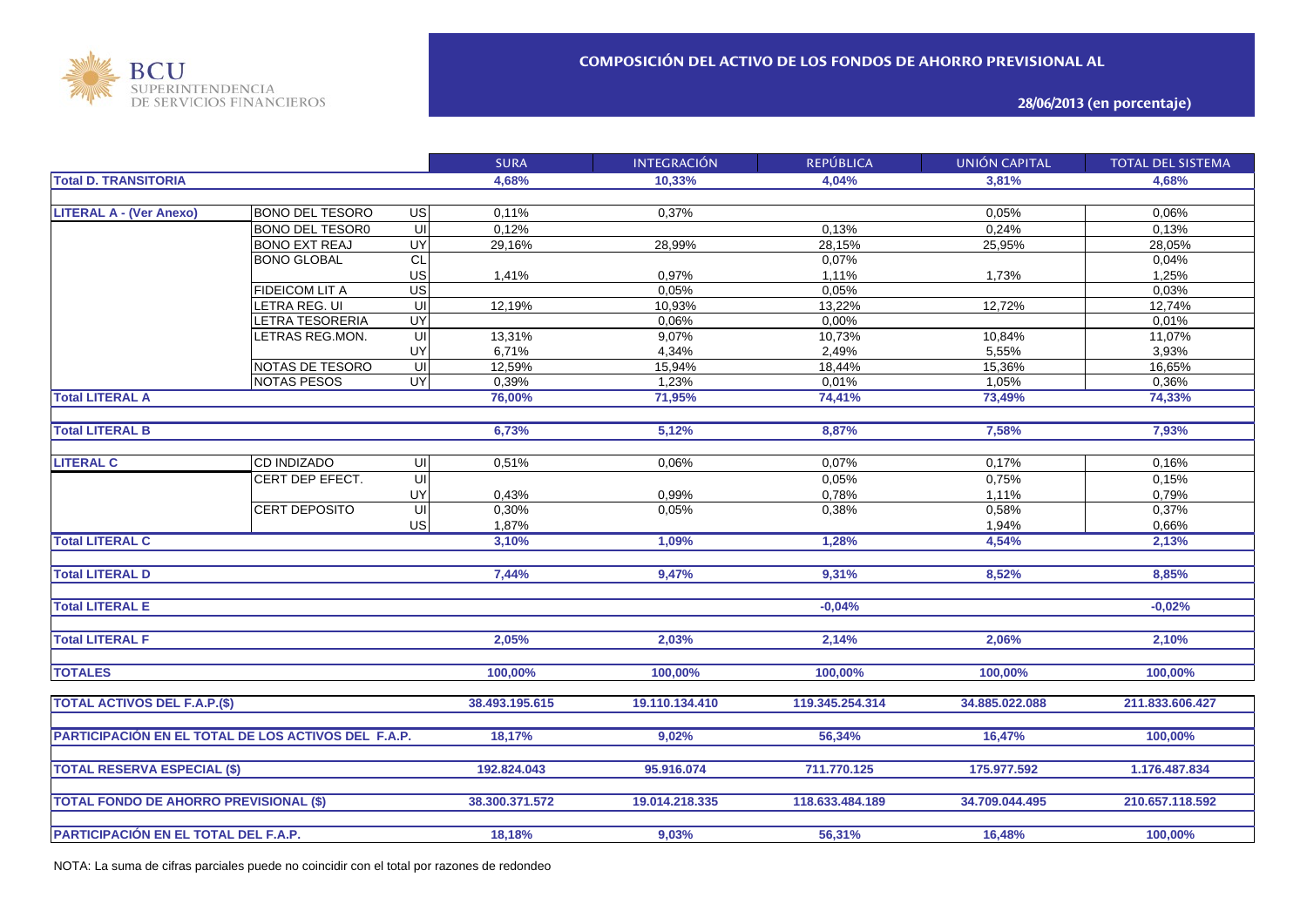BCU SUPERINTENDENCIA DE SERVICIOS FINANCIEROS

## COMPOSICIÓN DEL ACTIVO DE LOS FONDOS DE AHORRO PREVISIONAL AL

**28/06/2013 (en porcentaje)**

| | | | SURA | INTEGRACIÓN | REPÚBLICA | UNIÓN CAPITAL | TOTAL DEL SISTEMA |
|---|---|---|---|---|---|---|---|
| **Total D. TRANSITORIA** | | | **4,68%** | **10,33%** | **4,04%** | **3,81%** | **4,68%** |
| **LITERAL A - (Ver Anexo)** | BONO DEL TESORO | US | 0,11% | 0,37% | | 0,05% | 0,06% |
| | BONO DEL TESOR0 | UI | 0,12% | | 0,13% | 0,24% | 0,13% |
| | BONO EXT REAJ | UY | 29,16% | 28,99% | 28,15% | 25,95% | 28,05% |
| | BONO GLOBAL | CL | | | 0,07% | | 0,04% |
| | | US | 1,41% | 0,97% | 1,11% | 1,73% | 1,25% |
| | FIDEICOM LIT A | US | | 0,05% | 0,05% | | 0,03% |
| | LETRA REG. UI | UI | 12,19% | 10,93% | 13,22% | 12,72% | 12,74% |
| | LETRA TESORERIA | UY | | 0,06% | 0,00% | | 0,01% |
| | LETRAS REG.MON. | UI | 13,31% | 9,07% | 10,73% | 10,84% | 11,07% |
| | | UY | 6,71% | 4,34% | 2,49% | 5,55% | 3,93% |
| | NOTAS DE TESORO | UI | 12,59% | 15,94% | 18,44% | 15,36% | 16,65% |
| | NOTAS PESOS | UY | 0,39% | 1,23% | 0,01% | 1,05% | 0,36% |
| **Total LITERAL A** | | | **76,00%** | **71,95%** | **74,41%** | **73,49%** | **74,33%** |
| **Total LITERAL B** | | | **6,73%** | **5,12%** | **8,87%** | **7,58%** | **7,93%** |
| **LITERAL C** | CD INDIZADO | UI | 0,51% | 0,06% | 0,07% | 0,17% | 0,16% |
| | CERT DEP EFECT. | UI | | | 0,05% | 0,75% | 0,15% |
| | | UY | 0,43% | 0,99% | 0,78% | 1,11% | 0,79% |
| | CERT DEPOSITO | UI | 0,30% | 0,05% | 0,38% | 0,58% | 0,37% |
| | | US | 1,87% | | | 1,94% | 0,66% |
| **Total LITERAL C** | | | **3,10%** | **1,09%** | **1,28%** | **4,54%** | **2,13%** |
| **Total LITERAL D** | | | **7,44%** | **9,47%** | **9,31%** | **8,52%** | **8,85%** |
| **Total LITERAL E** | | | | | **-0,04%** | | **-0,02%** |
| **Total LITERAL F** | | | **2,05%** | **2,03%** | **2,14%** | **2,06%** | **2,10%** |
| **TOTALES** | | | **100,00%** | **100,00%** | **100,00%** | **100,00%** | **100,00%** |
| **TOTAL ACTIVOS DEL F.A.P.($)** | | | **38.493.195.615** | **19.110.134.410** | **119.345.254.314** | **34.885.022.088** | **211.833.606.427** |
| **PARTICIPACIÓN EN EL TOTAL DE LOS ACTIVOS DEL F.A.P.** | | | **18,17%** | **9,02%** | **56,34%** | **16,47%** | **100,00%** |
| **TOTAL RESERVA ESPECIAL ($)** | | | **192.824.043** | **95.916.074** | **711.770.125** | **175.977.592** | **1.176.487.834** |
| **TOTAL FONDO DE AHORRO PREVISIONAL ($)** | | | **38.300.371.572** | **19.014.218.335** | **118.633.484.189** | **34.709.044.495** | **210.657.118.592** |
| **PARTICIPACIÓN EN EL TOTAL DEL F.A.P.** | | | **18,18%** | **9,03%** | **56,31%** | **16,48%** | **100,00%** |

NOTA: La suma de cifras parciales puede no coincidir con el total por razones de redondeo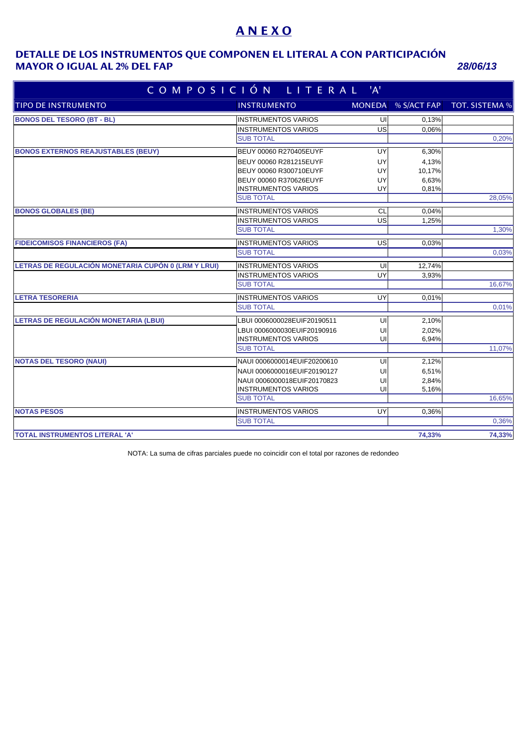# ANEXO

## DETALLE DE LOS INSTRUMENTOS QUE COMPONEN EL LITERAL A CON PARTICIPACIÓN MAYOR O IGUAL AL 2% DEL FAP

*28/06/13*

| COMPOSICIÓN LITERAL 'A' | | | | |
|---|---|---|---|---|
| **TIPO DE INSTRUMENTO** | **INSTRUMENTO** | **MONEDA** | **% S/ACT FAP** | **TOT. SISTEMA %** |
| **BONOS DEL TESORO (BT - BL)** | INSTRUMENTOS VARIOS | UI | 0,13% | |
| | INSTRUMENTOS VARIOS | US | 0,06% | |
| | SUB TOTAL | | | 0,20% |
| **BONOS EXTERNOS REAJUSTABLES (BEUY)** | BEUY 00060 R270405EUYF | UY | 6,30% | |
| | BEUY 00060 R281215EUYF | UY | 4,13% | |
| | BEUY 00060 R300710EUYF | UY | 10,17% | |
| | BEUY 00060 R370626EUYF | UY | 6,63% | |
| | INSTRUMENTOS VARIOS | UY | 0,81% | |
| | SUB TOTAL | | | 28,05% |
| **BONOS GLOBALES (BE)** | INSTRUMENTOS VARIOS | CL | 0,04% | |
| | INSTRUMENTOS VARIOS | US | 1,25% | |
| | SUB TOTAL | | | 1,30% |
| **FIDEICOMISOS FINANCIEROS (FA)** | INSTRUMENTOS VARIOS | US | 0,03% | |
| | SUB TOTAL | | | 0,03% |
| **LETRAS DE REGULACIÓN MONETARIA CUPÓN 0 (LRM Y LRUI)** | INSTRUMENTOS VARIOS | UI | 12,74% | |
| | INSTRUMENTOS VARIOS | UY | 3,93% | |
| | SUB TOTAL | | | 16,67% |
| **LETRA TESORERIA** | INSTRUMENTOS VARIOS | UY | 0,01% | |
| | SUB TOTAL | | | 0,01% |
| **LETRAS DE REGULACIÓN MONETARIA (LBUI)** | LBUI 0006000028EUIF20190511 | UI | 2,10% | |
| | LBUI 0006000030EUIF20190916 | UI | 2,02% | |
| | INSTRUMENTOS VARIOS | UI | 6,94% | |
| | SUB TOTAL | | | 11,07% |
| **NOTAS DEL TESORO (NAUI)** | NAUI 0006000014EUIF20200610 | UI | 2,12% | |
| | NAUI 0006000016EUIF20190127 | UI | 6,51% | |
| | NAUI 0006000018EUIF20170823 | UI | 2,84% | |
| | INSTRUMENTOS VARIOS | UI | 5,16% | |
| | SUB TOTAL | | | 16,65% |
| **NOTAS PESOS** | INSTRUMENTOS VARIOS | UY | 0,36% | |
| | SUB TOTAL | | | 0,36% |
| **TOTAL INSTRUMENTOS LITERAL 'A'** | | | **74,33%** | **74,33%** |

NOTA: La suma de cifras parciales puede no coincidir con el total por razones de redondeo